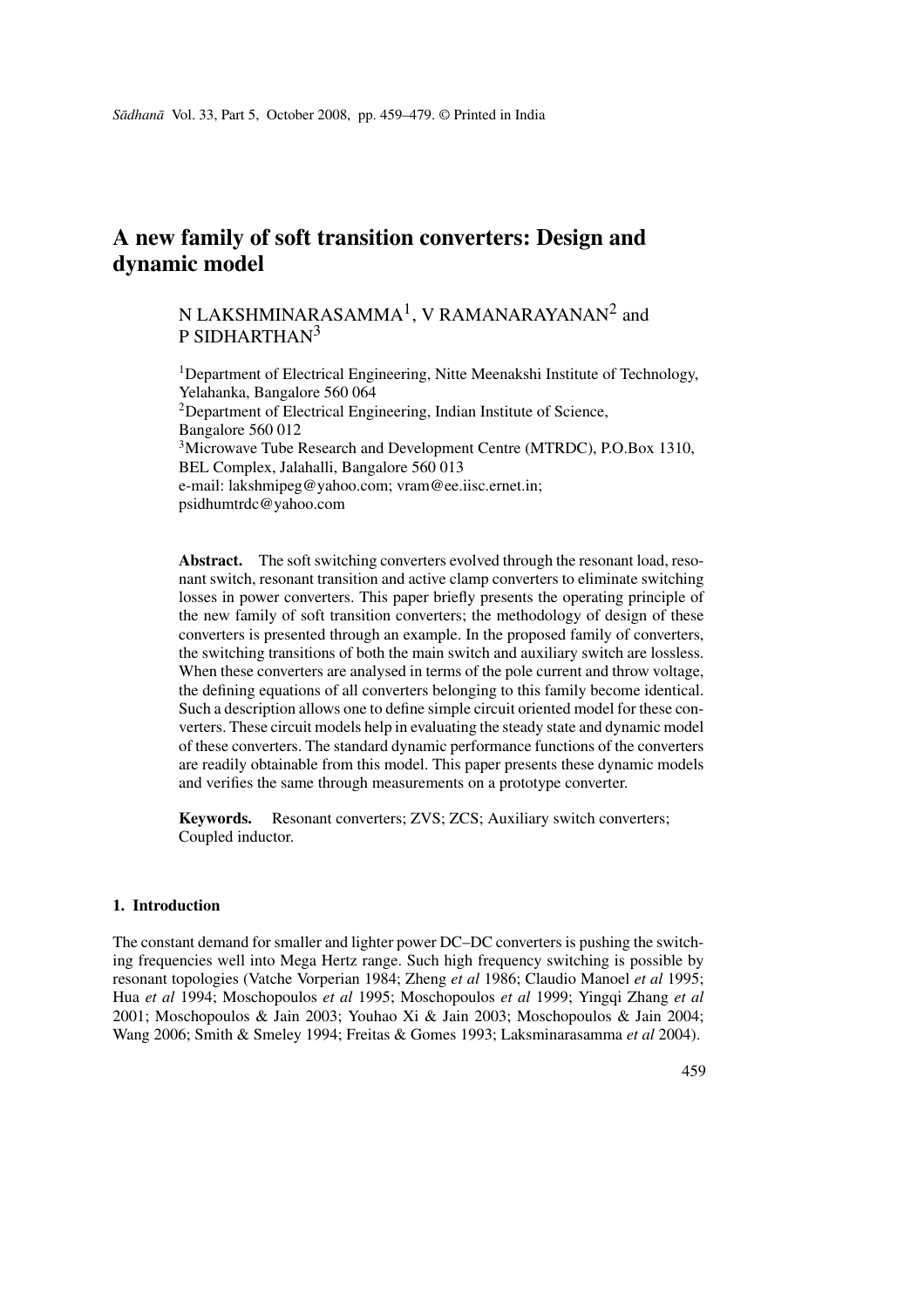# A new family of soft transition converters: Design and dynamic model

N LAKSHMINARASAMMA[1], V RAMANARAYANAN[2] and P SIDHARTHAN[3]

[1]Department of Electrical Engineering, Nitte Meenakshi Institute of Technology, Yelahanka, Bangalore 560 064
[2]Department of Electrical Engineering, Indian Institute of Science, Bangalore 560 012
[3]Microwave Tube Research and Development Centre (MTRDC), P.O.Box 1310, BEL Complex, Jalahalli, Bangalore 560 013
e-mail: lakshmipeg@yahoo.com; vram@ee.iisc.ernet.in; psidhumtrdc@yahoo.com

**Abstract.** The soft switching converters evolved through the resonant load, resonant switch, resonant transition and active clamp converters to eliminate switching losses in power converters. This paper briefly presents the operating principle of the new family of soft transition converters; the methodology of design of these converters is presented through an example. In the proposed family of converters, the switching transitions of both the main switch and auxiliary switch are lossless. When these converters are analysed in terms of the pole current and throw voltage, the defining equations of all converters belonging to this family become identical. Such a description allows one to define simple circuit oriented model for these converters. These circuit models help in evaluating the steady state and dynamic model of these converters. The standard dynamic performance functions of the converters are readily obtainable from this model. This paper presents these dynamic models and verifies the same through measurements on a prototype converter.

**Keywords.** Resonant converters; ZVS; ZCS; Auxiliary switch converters; Coupled inductor.

## 1. Introduction

The constant demand for smaller and lighter power DC–DC converters is pushing the switching frequencies well into Mega Hertz range. Such high frequency switching is possible by resonant topologies (Vatche Vorperian 1984; Zheng *et al* 1986; Claudio Manoel *et al* 1995; Hua *et al* 1994; Moschopoulos *et al* 1995; Moschopoulos *et al* 1999; Yingqi Zhang *et al* 2001; Moschopoulos & Jain 2003; Youhao Xi & Jain 2003; Moschopoulos & Jain 2004; Wang 2006; Smith & Smeley 1994; Freitas & Gomes 1993; Laksminarasamma *et al* 2004).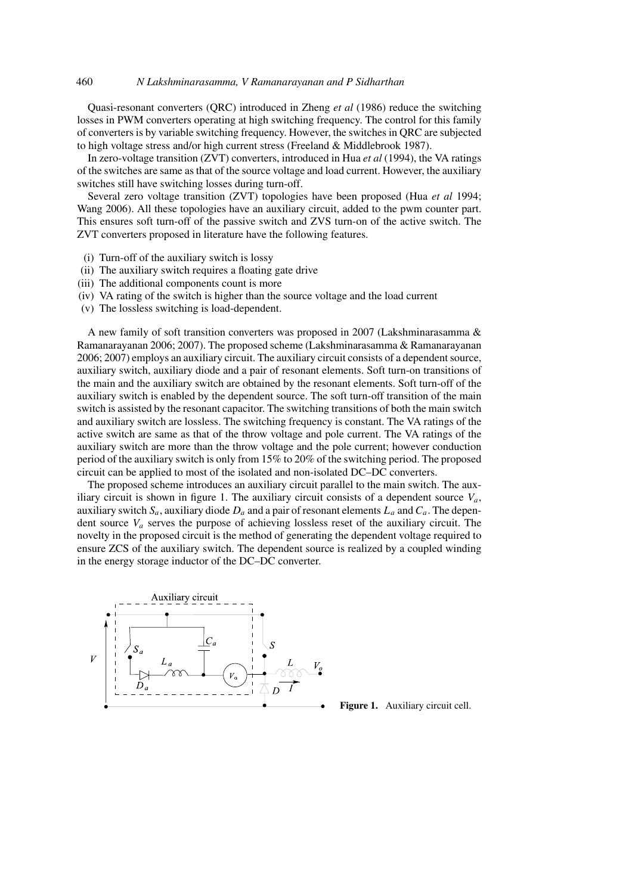Quasi-resonant converters (QRC) introduced in Zheng *et al* (1986) reduce the switching losses in PWM converters operating at high switching frequency. The control for this family of converters is by variable switching frequency. However, the switches in QRC are subjected to high voltage stress and/or high current stress (Freeland & Middlebrook 1987).

In zero-voltage transition (ZVT) converters, introduced in Hua *et al* (1994), the VA ratings of the switches are same as that of the source voltage and load current. However, the auxiliary switches still have switching losses during turn-off.

Several zero voltage transition (ZVT) topologies have been proposed (Hua *et al* 1994; Wang 2006). All these topologies have an auxiliary circuit, added to the pwm counter part. This ensures soft turn-off of the passive switch and ZVS turn-on of the active switch. The ZVT converters proposed in literature have the following features.

- (i) Turn-off of the auxiliary switch is lossy
- (ii) The auxiliary switch requires a floating gate drive
- (iii) The additional components count is more
- (iv) VA rating of the switch is higher than the source voltage and the load current
- (v) The lossless switching is load-dependent.

A new family of soft transition converters was proposed in 2007 (Lakshminarasamma & Ramanarayanan 2006; 2007). The proposed scheme (Lakshminarasamma & Ramanarayanan 2006; 2007) employs an auxiliary circuit. The auxiliary circuit consists of a dependent source, auxiliary switch, auxiliary diode and a pair of resonant elements. Soft turn-on transitions of the main and the auxiliary switch are obtained by the resonant elements. Soft turn-off of the auxiliary switch is enabled by the dependent source. The soft turn-off transition of the main switch is assisted by the resonant capacitor. The switching transitions of both the main switch and auxiliary switch are lossless. The switching frequency is constant. The VA ratings of the active switch are same as that of the throw voltage and pole current. The VA ratings of the auxiliary switch are more than the throw voltage and the pole current; however conduction period of the auxiliary switch is only from 15% to 20% of the switching period. The proposed circuit can be applied to most of the isolated and non-isolated DC–DC converters.

The proposed scheme introduces an auxiliary circuit parallel to the main switch. The auxiliary circuit is shown in figure 1. The auxiliary circuit consists of a dependent source $V_a$, auxiliary switch $S_a$, auxiliary diode $D_a$ and a pair of resonant elements $L_a$ and $C_a$. The dependent source $V_a$ serves the purpose of achieving lossless reset of the auxiliary circuit. The novelty in the proposed circuit is the method of generating the dependent voltage required to ensure ZCS of the auxiliary switch. The dependent source is realized by a coupled winding in the energy storage inductor of the DC–DC converter.

**Figure 1.** Auxiliary circuit cell.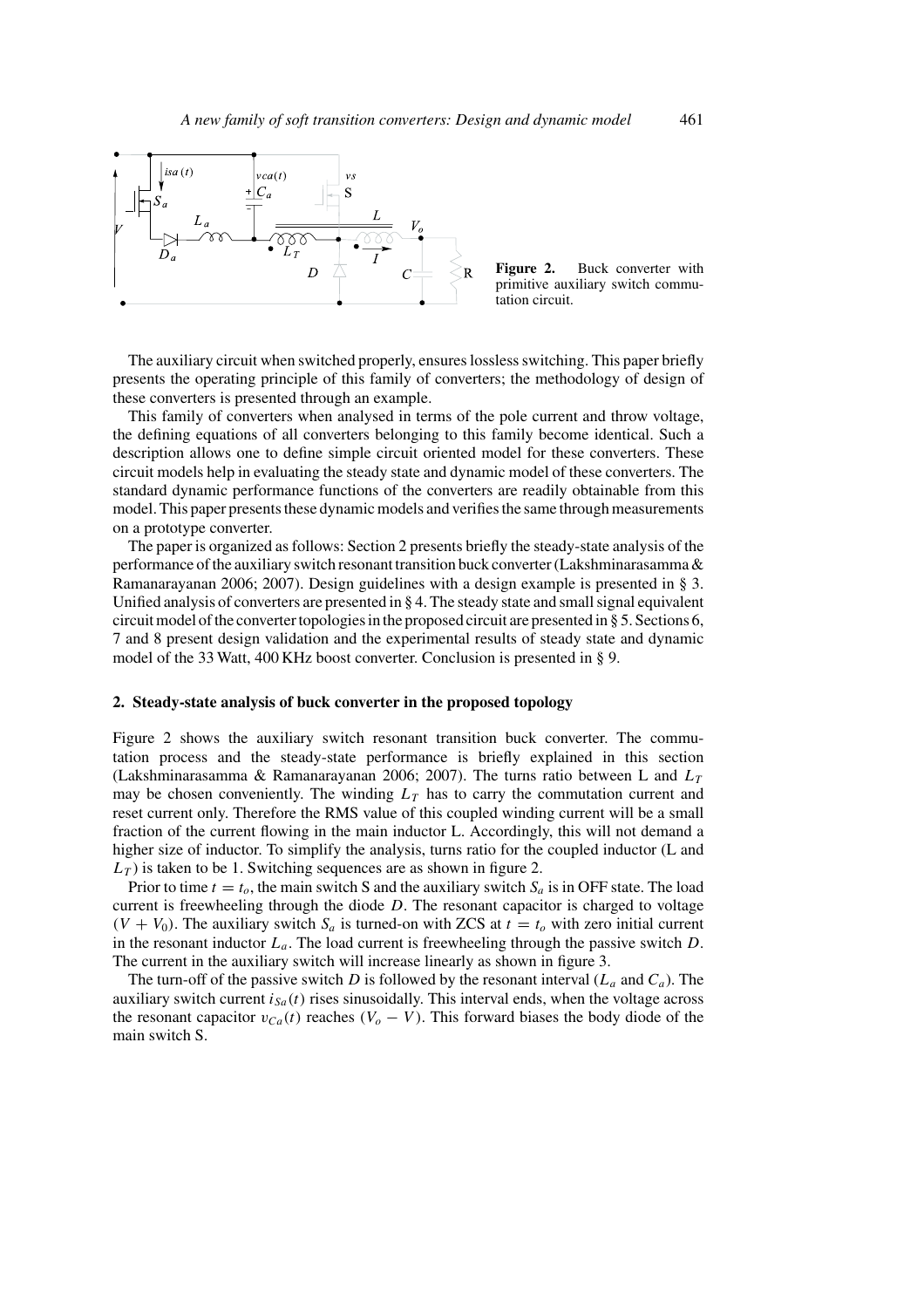**Figure 2.** Buck converter with primitive auxiliary switch commutation circuit.

The auxiliary circuit when switched properly, ensures lossless switching. This paper briefly presents the operating principle of this family of converters; the methodology of design of these converters is presented through an example.

This family of converters when analysed in terms of the pole current and throw voltage, the defining equations of all converters belonging to this family become identical. Such a description allows one to define simple circuit oriented model for these converters. These circuit models help in evaluating the steady state and dynamic model of these converters. The standard dynamic performance functions of the converters are readily obtainable from this model. This paper presents these dynamic models and verifies the same through measurements on a prototype converter.

The paper is organized as follows: Section 2 presents briefly the steady-state analysis of the performance of the auxiliary switch resonant transition buck converter (Lakshminarasamma & Ramanarayanan 2006; 2007). Design guidelines with a design example is presented in § 3. Unified analysis of converters are presented in § 4. The steady state and small signal equivalent circuit model of the converter topologies in the proposed circuit are presented in § 5. Sections 6, 7 and 8 present design validation and the experimental results of steady state and dynamic model of the 33 Watt, 400 KHz boost converter. Conclusion is presented in § 9.

## 2. Steady-state analysis of buck converter in the proposed topology

Figure 2 shows the auxiliary switch resonant transition buck converter. The commutation process and the steady-state performance is briefly explained in this section (Lakshminarasamma & Ramanarayanan 2006; 2007). The turns ratio between L and $L_T$ may be chosen conveniently. The winding $L_T$ has to carry the commutation current and reset current only. Therefore the RMS value of this coupled winding current will be a small fraction of the current flowing in the main inductor L. Accordingly, this will not demand a higher size of inductor. To simplify the analysis, turns ratio for the coupled inductor (L and $L_T$) is taken to be 1. Switching sequences are as shown in figure 2.

Prior to time $t = t_o$, the main switch S and the auxiliary switch $S_a$ is in OFF state. The load current is freewheeling through the diode $D$. The resonant capacitor is charged to voltage $(V + V_0)$. The auxiliary switch $S_a$ is turned-on with ZCS at $t = t_o$ with zero initial current in the resonant inductor $L_a$. The load current is freewheeling through the passive switch $D$. The current in the auxiliary switch will increase linearly as shown in figure 3.

The turn-off of the passive switch $D$ is followed by the resonant interval ($L_a$ and $C_a$). The auxiliary switch current $i_{Sa}(t)$ rises sinusoidally. This interval ends, when the voltage across the resonant capacitor $v_{Ca}(t)$ reaches $(V_o - V)$. This forward biases the body diode of the main switch S.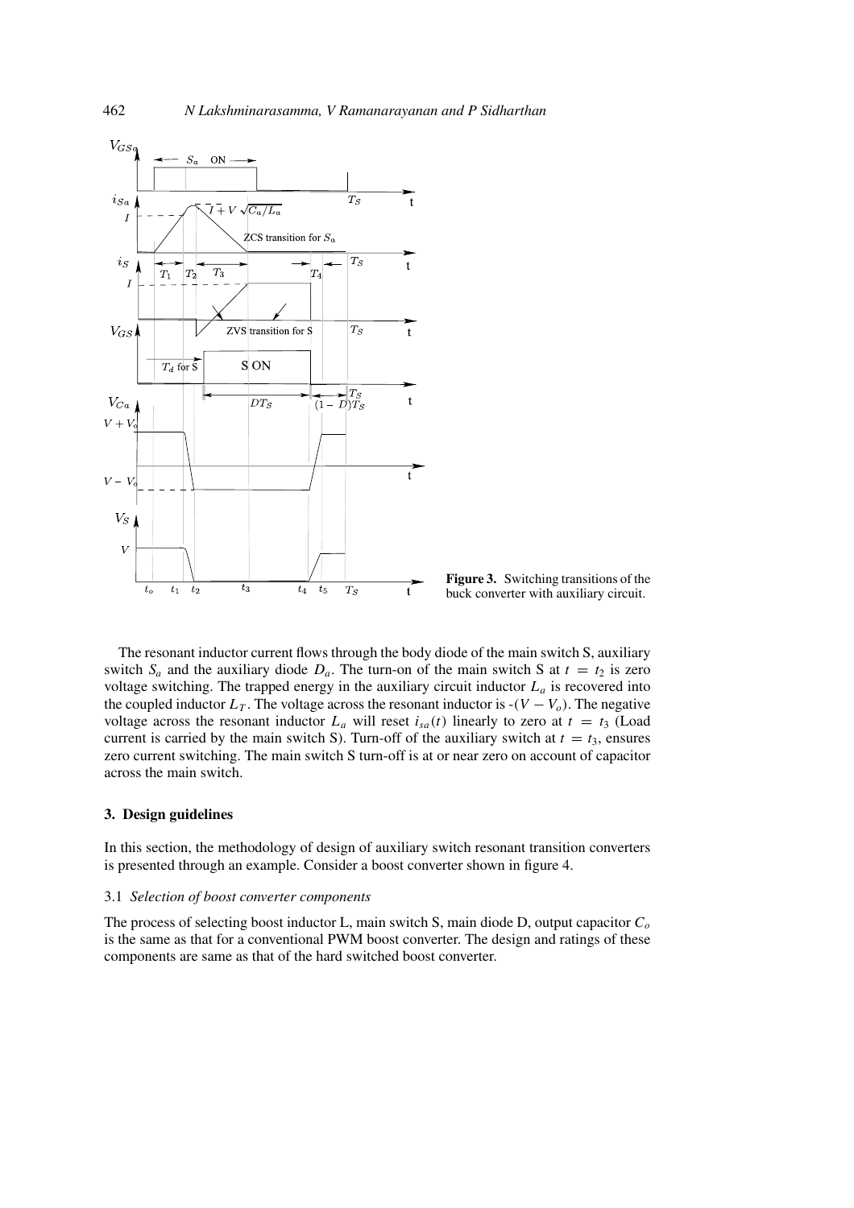**Figure 3.** Switching transitions of the buck converter with auxiliary circuit.

The resonant inductor current flows through the body diode of the main switch S, auxiliary switch $S_a$ and the auxiliary diode $D_a$. The turn-on of the main switch S at $t = t_2$ is zero voltage switching. The trapped energy in the auxiliary circuit inductor $L_a$ is recovered into the coupled inductor $L_T$. The voltage across the resonant inductor is $-(V - V_o)$. The negative voltage across the resonant inductor $L_a$ will reset $i_{sa}(t)$ linearly to zero at $t = t_3$ (Load current is carried by the main switch S). Turn-off of the auxiliary switch at $t = t_3$, ensures zero current switching. The main switch S turn-off is at or near zero on account of capacitor across the main switch.

## 3. Design guidelines

In this section, the methodology of design of auxiliary switch resonant transition converters is presented through an example. Consider a boost converter shown in figure 4.

### 3.1 *Selection of boost converter components*

The process of selecting boost inductor L, main switch S, main diode D, output capacitor $C_o$ is the same as that for a conventional PWM boost converter. The design and ratings of these components are same as that of the hard switched boost converter.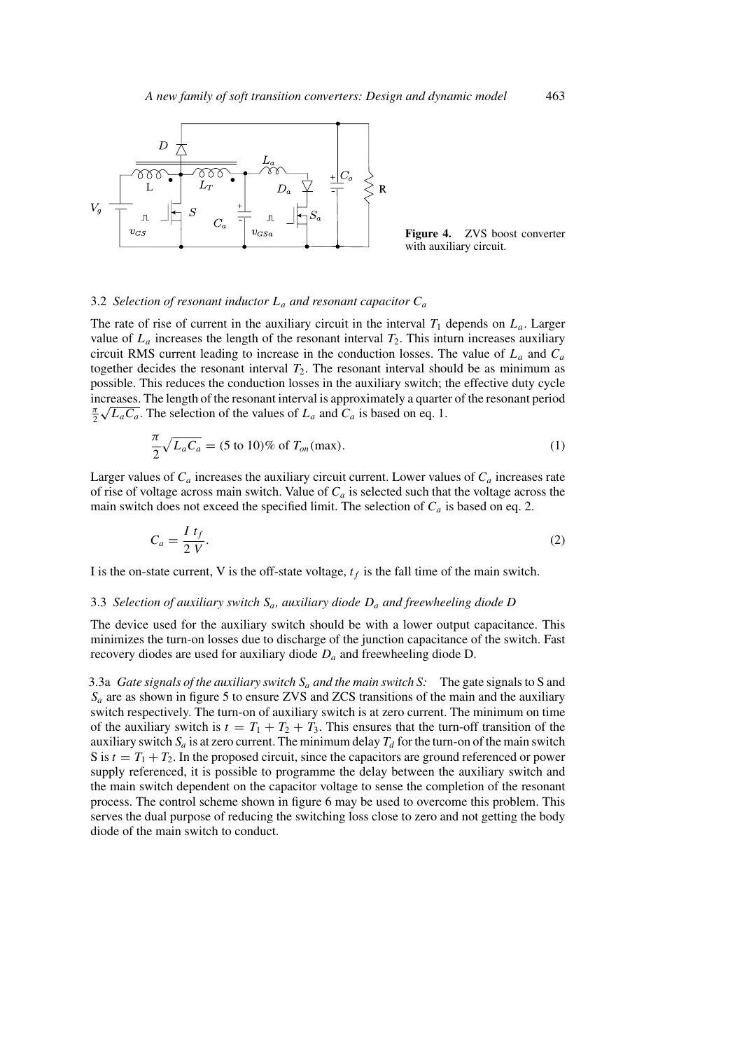**Figure 4.** ZVS boost converter with auxiliary circuit.

### 3.2 *Selection of resonant inductor $L_a$ and resonant capacitor $C_a$*

The rate of rise of current in the auxiliary circuit in the interval $T_1$ depends on $L_a$. Larger value of $L_a$ increases the length of the resonant interval $T_2$. This inturn increases auxiliary circuit RMS current leading to increase in the conduction losses. The value of $L_a$ and $C_a$ together decides the resonant interval $T_2$. The resonant interval should be as minimum as possible. This reduces the conduction losses in the auxiliary switch; the effective duty cycle increases. The length of the resonant interval is approximately a quarter of the resonant period $\frac{\pi}{2}\sqrt{L_a C_a}$. The selection of the values of $L_a$ and $C_a$ is based on eq. 1.

$$\frac{\pi}{2}\sqrt{L_a C_a} = (5 \text{ to } 10)\% \text{ of } T_{on}(\max). \tag{1}$$

Larger values of $C_a$ increases the auxiliary circuit current. Lower values of $C_a$ increases rate of rise of voltage across main switch. Value of $C_a$ is selected such that the voltage across the main switch does not exceed the specified limit. The selection of $C_a$ is based on eq. 2.

$$C_a = \frac{I\, t_f}{2\, V}. \tag{2}$$

I is the on-state current, V is the off-state voltage, $t_f$ is the fall time of the main switch.

### 3.3 *Selection of auxiliary switch $S_a$, auxiliary diode $D_a$ and freewheeling diode D*

The device used for the auxiliary switch should be with a lower output capacitance. This minimizes the turn-on losses due to discharge of the junction capacitance of the switch. Fast recovery diodes are used for auxiliary diode $D_a$ and freewheeling diode D.

3.3a *Gate signals of the auxiliary switch $S_a$ and the main switch S:* The gate signals to S and $S_a$ are as shown in figure 5 to ensure ZVS and ZCS transitions of the main and the auxiliary switch respectively. The turn-on of auxiliary switch is at zero current. The minimum on time of the auxiliary switch is $t = T_1 + T_2 + T_3$. This ensures that the turn-off transition of the auxiliary switch $S_a$ is at zero current. The minimum delay $T_d$ for the turn-on of the main switch S is $t = T_1 + T_2$. In the proposed circuit, since the capacitors are ground referenced or power supply referenced, it is possible to programme the delay between the auxiliary switch and the main switch dependent on the capacitor voltage to sense the completion of the resonant process. The control scheme shown in figure 6 may be used to overcome this problem. This serves the dual purpose of reducing the switching loss close to zero and not getting the body diode of the main switch to conduct.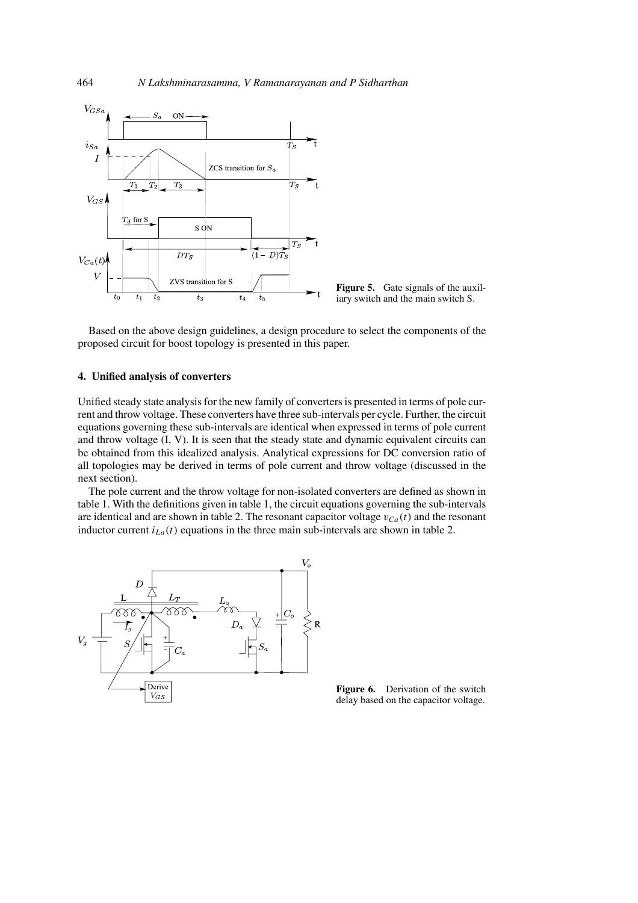**Figure 5.** Gate signals of the auxiliary switch and the main switch S.

Based on the above design guidelines, a design procedure to select the components of the proposed circuit for boost topology is presented in this paper.

## 4. Unified analysis of converters

Unified steady state analysis for the new family of converters is presented in terms of pole current and throw voltage. These converters have three sub-intervals per cycle. Further, the circuit equations governing these sub-intervals are identical when expressed in terms of pole current and throw voltage (I, V). It is seen that the steady state and dynamic equivalent circuits can be obtained from this idealized analysis. Analytical expressions for DC conversion ratio of all topologies may be derived in terms of pole current and throw voltage (discussed in the next section).

The pole current and the throw voltage for non-isolated converters are defined as shown in table 1. With the definitions given in table 1, the circuit equations governing the sub-intervals are identical and are shown in table 2. The resonant capacitor voltage $v_{Ca}(t)$ and the resonant inductor current $i_{La}(t)$ equations in the three main sub-intervals are shown in table 2.

**Figure 6.** Derivation of the switch delay based on the capacitor voltage.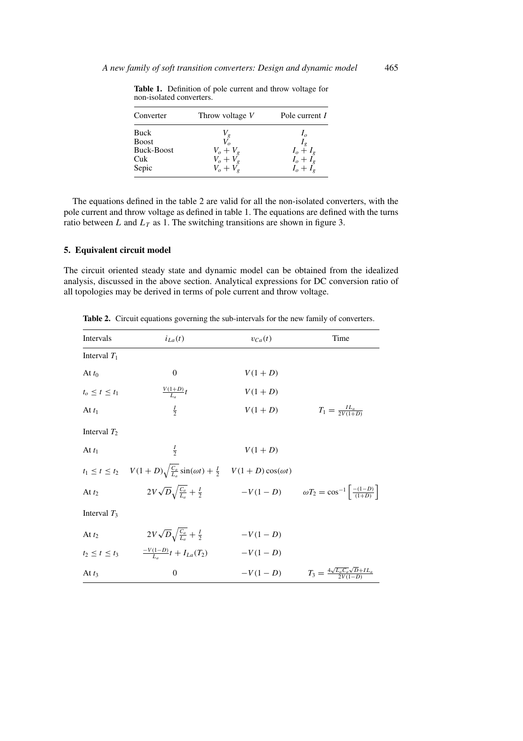**Table 1.** Definition of pole current and throw voltage for non-isolated converters.

| Converter | Throw voltage $V$ | Pole current $I$ |
|---|---|---|
| Buck | $V_g$ | $I_o$ |
| Boost | $V_o$ | $I_g$ |
| Buck-Boost | $V_o + V_g$ | $I_o + I_g$ |
| Cuk | $V_o + V_g$ | $I_o + I_g$ |
| Sepic | $V_o + V_g$ | $I_o + I_g$ |

The equations defined in the table 2 are valid for all the non-isolated converters, with the pole current and throw voltage as defined in table 1. The equations are defined with the turns ratio between $L$ and $L_T$ as 1. The switching transitions are shown in figure 3.

## 5. Equivalent circuit model

The circuit oriented steady state and dynamic model can be obtained from the idealized analysis, discussed in the above section. Analytical expressions for DC conversion ratio of all topologies may be derived in terms of pole current and throw voltage.

**Table 2.** Circuit equations governing the sub-intervals for the new family of converters.

| Intervals | $i_{La}(t)$ | $v_{Ca}(t)$ | Time |
|---|---|---|---|
| Interval $T_1$ | | | |
| At $t_0$ | $0$ | $V(1+D)$ | |
| $t_o \le t \le t_1$ | $\frac{V(1+D)}{L_a}t$ | $V(1+D)$ | |
| At $t_1$ | $\frac{I}{2}$ | $V(1+D)$ | $T_1 = \frac{IL_a}{2V(1+D)}$ |
| Interval $T_2$ | | | |
| At $t_1$ | $\frac{I}{2}$ | $V(1+D)$ | |
| $t_1 \le t \le t_2$ | $V(1+D)\sqrt{\frac{C_a}{L_a}}\sin(\omega t) + \frac{I}{2}$ | $V(1+D)\cos(\omega t)$ | |
| At $t_2$ | $2V\sqrt{D}\sqrt{\frac{C_a}{L_a}} + \frac{I}{2}$ | $-V(1-D)$ | $\omega T_2 = \cos^{-1}\left[\frac{-(1-D)}{(1+D)}\right]$ |
| Interval $T_3$ | | | |
| At $t_2$ | $2V\sqrt{D}\sqrt{\frac{C_a}{L_a}} + \frac{I}{2}$ | $-V(1-D)$ | |
| $t_2 \le t \le t_3$ | $\frac{-V(1-D)}{L_a}t + I_{La}(T_2)$ | $-V(1-D)$ | |
| At $t_3$ | $0$ | $-V(1-D)$ | $T_3 = \frac{4\sqrt{L_a C_a}\sqrt{D} + IL_a}{2V(1-D)}$ |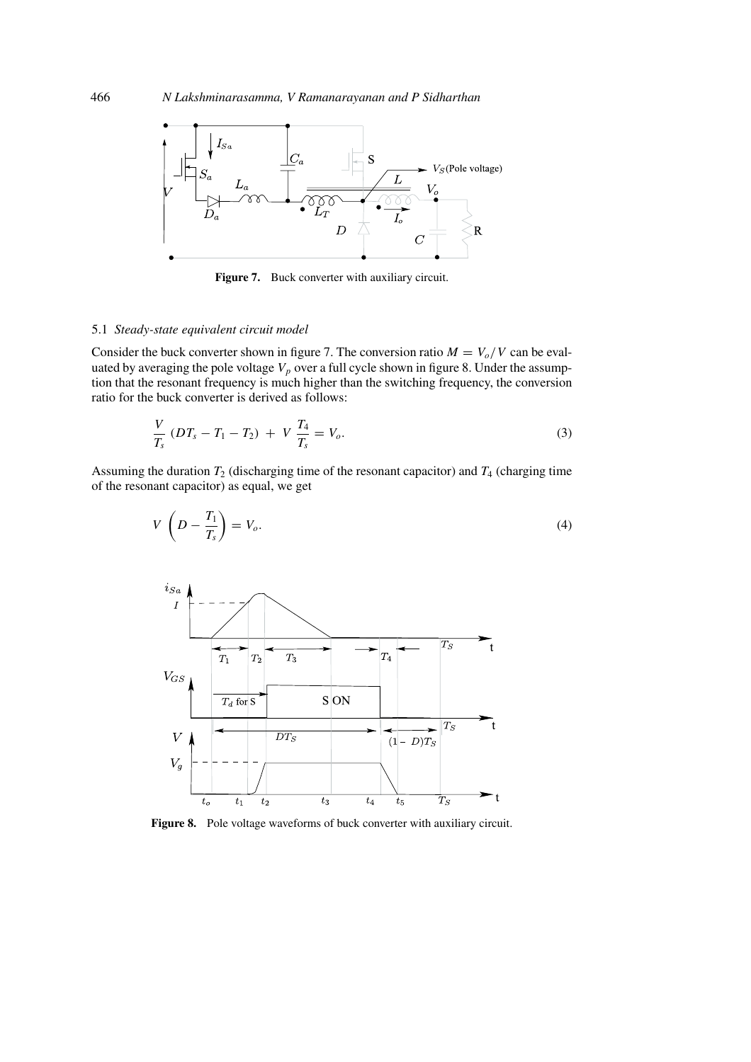**Figure 7.** Buck converter with auxiliary circuit.

### 5.1 *Steady-state equivalent circuit model*

Consider the buck converter shown in figure 7. The conversion ratio $M = V_o/V$ can be evaluated by averaging the pole voltage $V_p$ over a full cycle shown in figure 8. Under the assumption that the resonant frequency is much higher than the switching frequency, the conversion ratio for the buck converter is derived as follows:

$$\frac{V}{T_s}\,(DT_s - T_1 - T_2) \;+\; V\,\frac{T_4}{T_s} = V_o. \tag{3}$$

Assuming the duration $T_2$ (discharging time of the resonant capacitor) and $T_4$ (charging time of the resonant capacitor) as equal, we get

$$V\,\left(D - \frac{T_1}{T_s}\right) = V_o. \tag{4}$$

**Figure 8.** Pole voltage waveforms of buck converter with auxiliary circuit.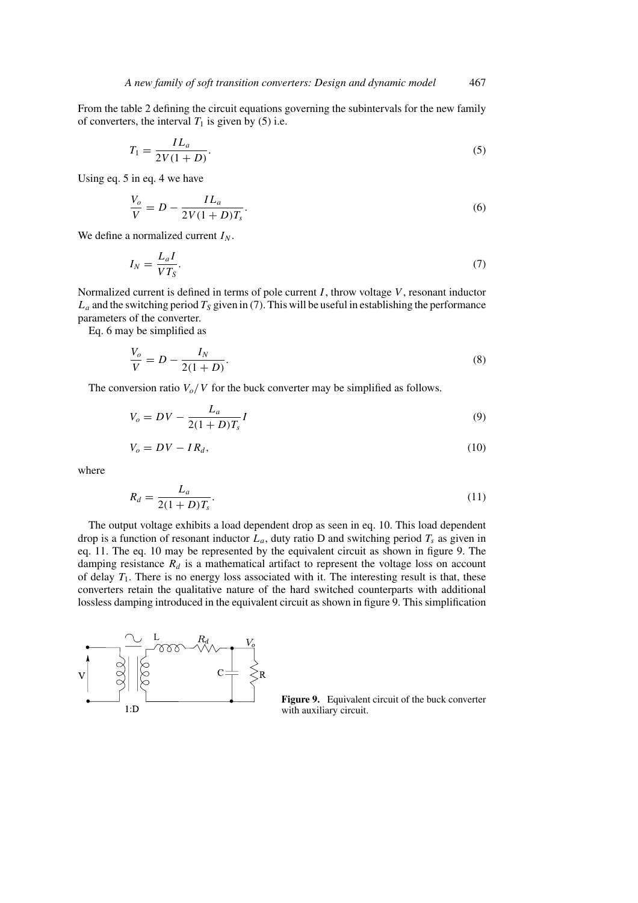From the table 2 defining the circuit equations governing the subintervals for the new family of converters, the interval $T_1$ is given by (5) i.e.

$$T_1 = \frac{I L_a}{2V(1+D)}. \tag{5}$$

Using eq. 5 in eq. 4 we have

$$\frac{V_o}{V} = D - \frac{I L_a}{2V(1+D)T_s}. \tag{6}$$

We define a normalized current $I_N$.

$$I_N = \frac{L_a I}{V T_S}. \tag{7}$$

Normalized current is defined in terms of pole current $I$, throw voltage $V$, resonant inductor $L_a$ and the switching period $T_S$ given in (7). This will be useful in establishing the performance parameters of the converter.

Eq. 6 may be simplified as

$$\frac{V_o}{V} = D - \frac{I_N}{2(1+D)}. \tag{8}$$

The conversion ratio $V_o/V$ for the buck converter may be simplified as follows.

$$V_o = DV - \frac{L_a}{2(1+D)T_s} I \tag{9}$$

$$V_o = DV - I R_d, \tag{10}$$

where

$$R_d = \frac{L_a}{2(1+D)T_s}. \tag{11}$$

The output voltage exhibits a load dependent drop as seen in eq. 10. This load dependent drop is a function of resonant inductor $L_a$, duty ratio D and switching period $T_s$ as given in eq. 11. The eq. 10 may be represented by the equivalent circuit as shown in figure 9. The damping resistance $R_d$ is a mathematical artifact to represent the voltage loss on account of delay $T_1$. There is no energy loss associated with it. The interesting result is that, these converters retain the qualitative nature of the hard switched counterparts with additional lossless damping introduced in the equivalent circuit as shown in figure 9. This simplification

**Figure 9.** Equivalent circuit of the buck converter with auxiliary circuit.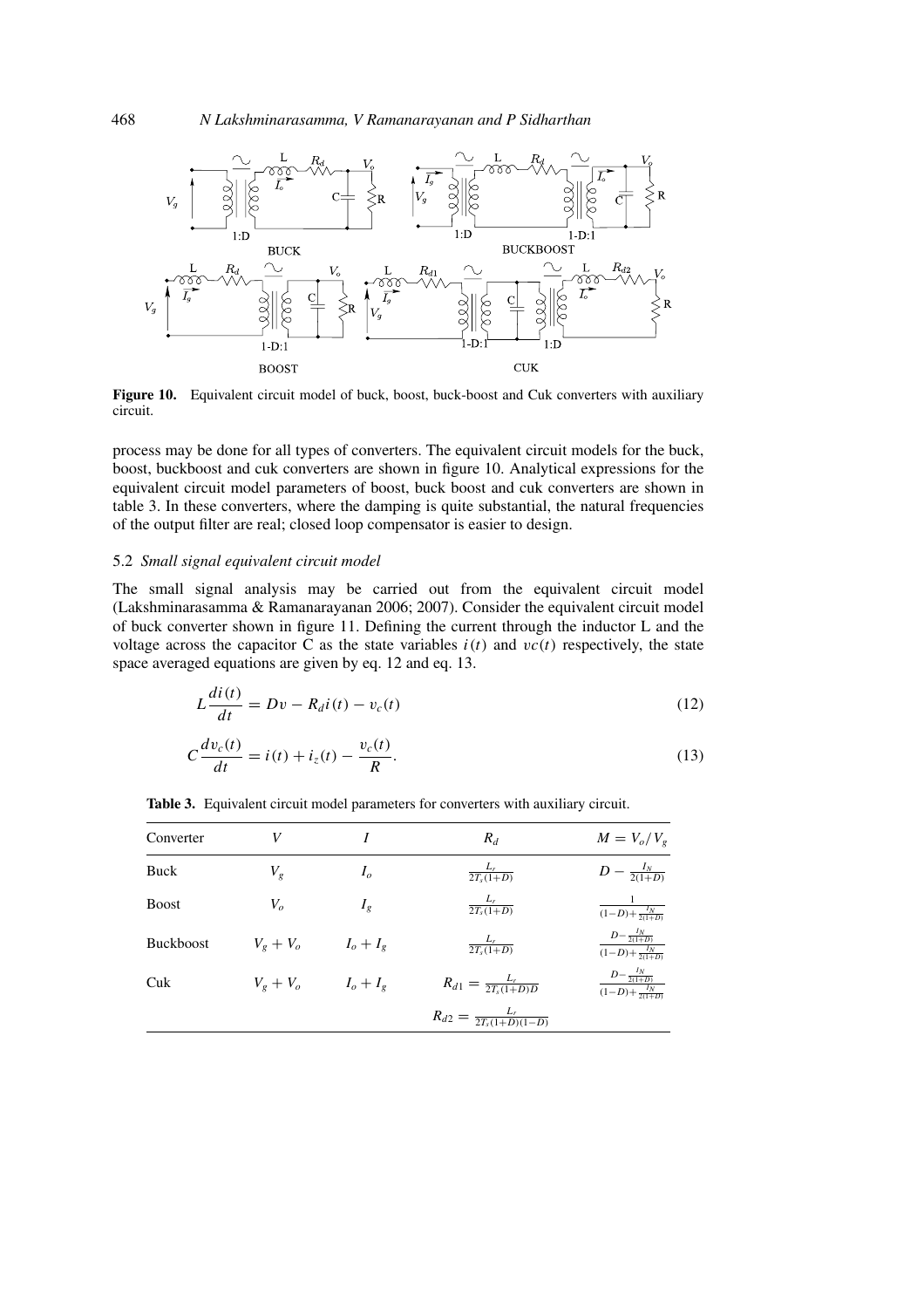Figure 10. Equivalent circuit model of buck, boost, buck-boost and Cuk converters with auxiliary circuit.

process may be done for all types of converters. The equivalent circuit models for the buck, boost, buckboost and cuk converters are shown in figure 10. Analytical expressions for the equivalent circuit model parameters of boost, buck boost and cuk converters are shown in table 3. In these converters, where the damping is quite substantial, the natural frequencies of the output filter are real; closed loop compensator is easier to design.

### 5.2 *Small signal equivalent circuit model*

The small signal analysis may be carried out from the equivalent circuit model (Lakshminarasamma & Ramanarayanan 2006; 2007). Consider the equivalent circuit model of buck converter shown in figure 11. Defining the current through the inductor L and the voltage across the capacitor C as the state variables $i(t)$ and $vc(t)$ respectively, the state space averaged equations are given by eq. 12 and eq. 13.

$$L\frac{di(t)}{dt} = Dv - R_d i(t) - v_c(t) \tag{12}$$

$$C\frac{dv_c(t)}{dt} = i(t) + i_z(t) - \frac{v_c(t)}{R}. \tag{13}$$

**Table 3.** Equivalent circuit model parameters for converters with auxiliary circuit.

| Converter | $V$ | $I$ | $R_d$ | $M = V_o/V_g$ |
|---|---|---|---|---|
| Buck | $V_g$ | $I_o$ | $\frac{L_r}{2T_s(1+D)}$ | $D - \frac{I_N}{2(1+D)}$ |
| Boost | $V_o$ | $I_g$ | $\frac{L_r}{2T_s(1+D)}$ | $\frac{1}{(1-D)+\frac{I_N}{2(1+D)}}$ |
| Buckboost | $V_g + V_o$ | $I_o + I_g$ | $\frac{L_r}{2T_s(1+D)}$ | $\frac{D-\frac{I_N}{2(1+D)}}{(1-D)+\frac{I_N}{2(1+D)}}$ |
| Cuk | $V_g + V_o$ | $I_o + I_g$ | $R_{d1} = \frac{L_r}{2T_s(1+D)D}$ | $\frac{D-\frac{I_N}{2(1+D)}}{(1-D)+\frac{I_N}{2(1+D)}}$ |
| | | | $R_{d2} = \frac{L_r}{2T_s(1+D)(1-D)}$ | |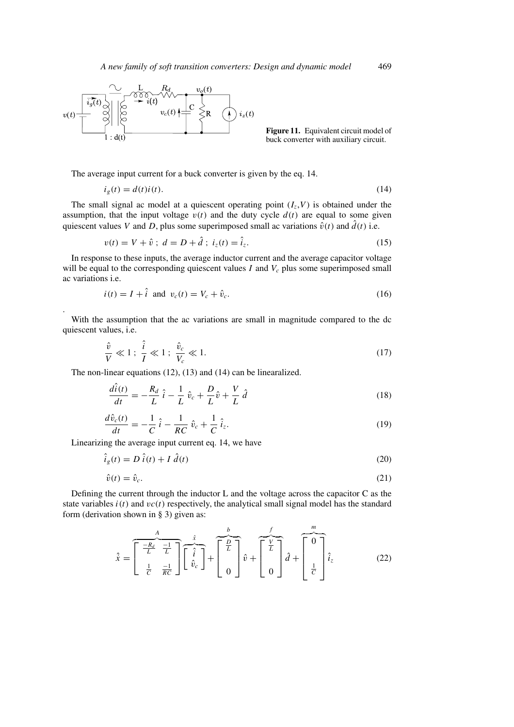**Figure 11.** Equivalent circuit model of buck converter with auxiliary circuit.

The average input current for a buck converter is given by the eq. 14.

$$i_g(t) = d(t)i(t). \tag{14}$$

The small signal ac model at a quiescent operating point $(I_z, V)$ is obtained under the assumption, that the input voltage $v(t)$ and the duty cycle $d(t)$ are equal to some given quiescent values $V$ and $D$, plus some superimposed small ac variations $\hat{v}(t)$ and $\hat{d}(t)$ i.e.

$$v(t) = V + \hat{v}\ ;\ d = D + \hat{d}\ ;\ i_z(t) = \hat{i}_z. \tag{15}$$

In response to these inputs, the average inductor current and the average capacitor voltage will be equal to the corresponding quiescent values $I$ and $V_c$ plus some superimposed small ac variations i.e.

$$i(t) = I + \hat{i} \ \text{ and } \ v_c(t) = V_c + \hat{v}_c. \tag{16}$$

With the assumption that the ac variations are small in magnitude compared to the dc quiescent values, i.e.

$$\frac{\hat{v}}{V} \ll 1\ ;\ \frac{\hat{i}}{I} \ll 1\ ;\ \frac{\hat{v}_c}{V_c} \ll 1. \tag{17}$$

The non-linear equations (12), (13) and (14) can be linearalized.

$$\frac{d\hat{i}(t)}{dt} = -\frac{R_d}{L}\,\hat{i} - \frac{1}{L}\,\hat{v}_c + \frac{D}{L}\hat{v} + \frac{V}{L}\,\hat{d} \tag{18}$$

$$\frac{d\hat{v}_c(t)}{dt} = -\frac{1}{C}\,\hat{i} - \frac{1}{RC}\,\hat{v}_c + \frac{1}{C}\,\hat{i}_z. \tag{19}$$

Linearizing the average input current eq. 14, we have

$$\hat{i}_g(t) = D\,\hat{i}(t) + I\,\hat{d}(t) \tag{20}$$

$$\hat{v}(t) = \hat{v}_c. \tag{21}$$

Defining the current through the inductor L and the voltage across the capacitor C as the state variables $i(t)$ and $vc(t)$ respectively, the analytical small signal model has the standard form (derivation shown in § 3) given as:

$$\hat{x} = \overbrace{\begin{bmatrix} \frac{-R_d}{L} & \frac{-1}{L} \\ \frac{1}{C} & \frac{-1}{RC} \end{bmatrix}}^{A} \overbrace{\begin{bmatrix} \hat{i} \\ \hat{v}_c \end{bmatrix}}^{\hat{x}} + \overbrace{\begin{bmatrix} \frac{D}{L} \\ 0 \end{bmatrix}}^{b} \hat{v} + \overbrace{\begin{bmatrix} \frac{V}{L} \\ 0 \end{bmatrix}}^{f} \hat{d} + \overbrace{\begin{bmatrix} 0 \\ \frac{1}{C} \end{bmatrix}}^{m} \hat{i}_z \tag{22}$$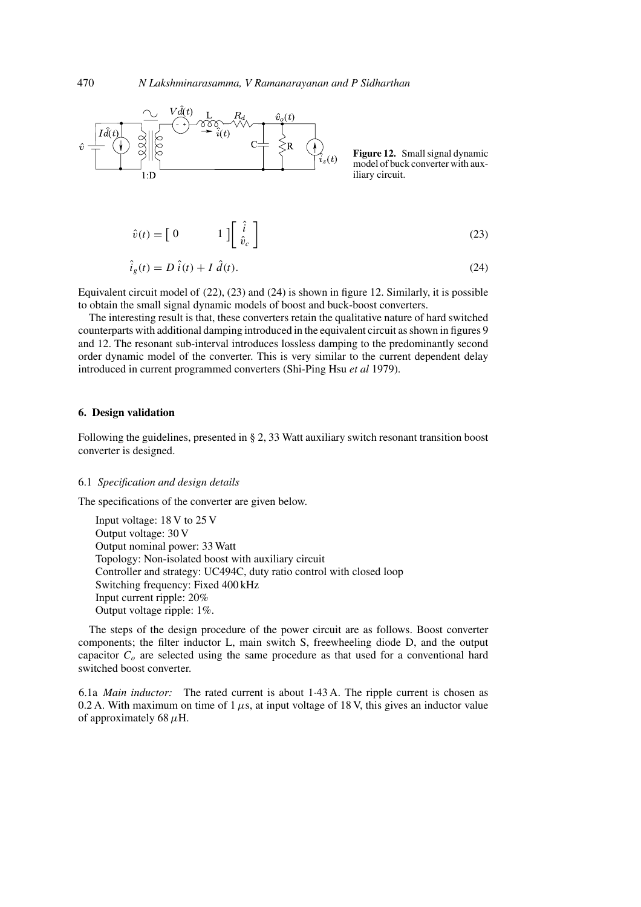**Figure 12.** Small signal dynamic model of buck converter with auxiliary circuit.

$$\hat{v}(t) = \begin{bmatrix} 0 & 1 \end{bmatrix} \begin{bmatrix} \hat{i} \\ \hat{v}_c \end{bmatrix} \tag{23}$$

$$\hat{i}_g(t) = D\,\hat{i}(t) + I\,\hat{d}(t). \tag{24}$$

Equivalent circuit model of (22), (23) and (24) is shown in figure 12. Similarly, it is possible to obtain the small signal dynamic models of boost and buck-boost converters.

The interesting result is that, these converters retain the qualitative nature of hard switched counterparts with additional damping introduced in the equivalent circuit as shown in figures 9 and 12. The resonant sub-interval introduces lossless damping to the predominantly second order dynamic model of the converter. This is very similar to the current dependent delay introduced in current programmed converters (Shi-Ping Hsu *et al* 1979).

## 6. Design validation

Following the guidelines, presented in § 2, 33 Watt auxiliary switch resonant transition boost converter is designed.

### 6.1 *Specification and design details*

The specifications of the converter are given below.

Input voltage: 18 V to 25 V
Output voltage: 30 V
Output nominal power: 33 Watt
Topology: Non-isolated boost with auxiliary circuit
Controller and strategy: UC494C, duty ratio control with closed loop
Switching frequency: Fixed 400 kHz
Input current ripple: 20%
Output voltage ripple: 1%.

The steps of the design procedure of the power circuit are as follows. Boost converter components; the filter inductor L, main switch S, freewheeling diode D, and the output capacitor $C_o$ are selected using the same procedure as that used for a conventional hard switched boost converter.

6.1a *Main inductor:* The rated current is about 1·43 A. The ripple current is chosen as 0.2 A. With maximum on time of 1 $\mu$s, at input voltage of 18 V, this gives an inductor value of approximately 68 $\mu$H.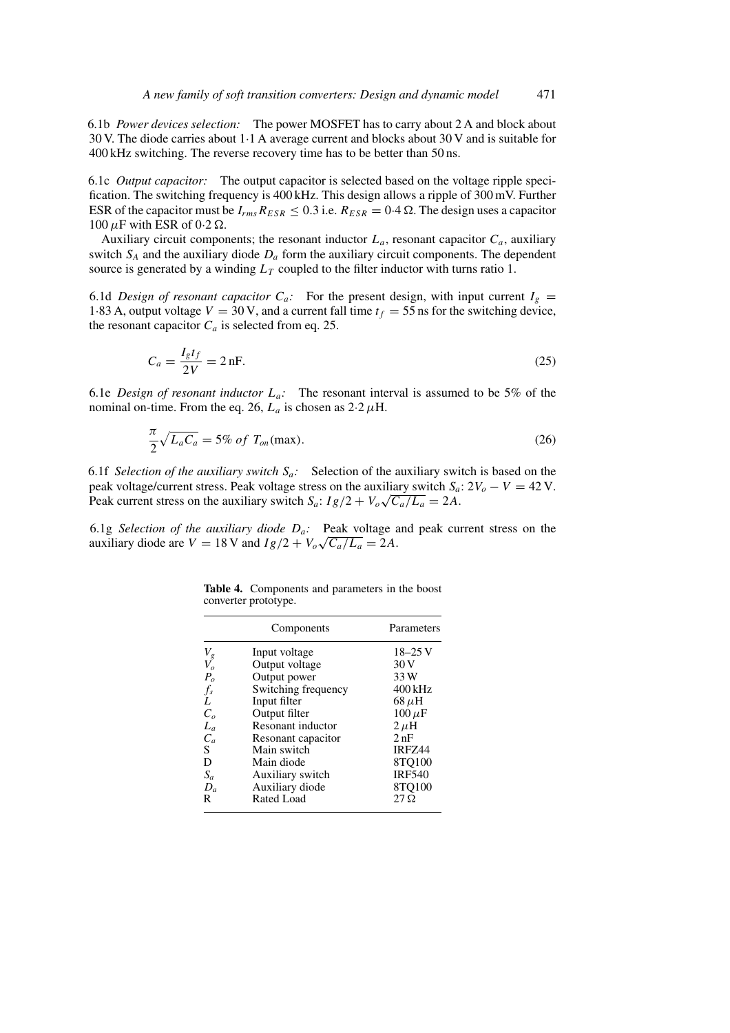6.1b *Power devices selection:* The power MOSFET has to carry about 2 A and block about 30 V. The diode carries about 1·1 A average current and blocks about 30 V and is suitable for 400 kHz switching. The reverse recovery time has to be better than 50 ns.

6.1c *Output capacitor:* The output capacitor is selected based on the voltage ripple specification. The switching frequency is 400 kHz. This design allows a ripple of 300 mV. Further ESR of the capacitor must be $I_{rms} R_{ESR} \leq 0.3$ i.e. $R_{ESR} = 0{\cdot}4\,\Omega$. The design uses a capacitor 100 $\mu$F with ESR of 0·2 $\Omega$.

Auxiliary circuit components; the resonant inductor $L_a$, resonant capacitor $C_a$, auxiliary switch $S_A$ and the auxiliary diode $D_a$ form the auxiliary circuit components. The dependent source is generated by a winding $L_T$ coupled to the filter inductor with turns ratio 1.

6.1d *Design of resonant capacitor $C_a$:* For the present design, with input current $I_g = 1{\cdot}83$ A, output voltage $V = 30$ V, and a current fall time $t_f = 55$ ns for the switching device, the resonant capacitor $C_a$ is selected from eq. 25.

$$C_a = \frac{I_g t_f}{2V} = 2\,\text{nF}. \tag{25}$$

6.1e *Design of resonant inductor $L_a$:* The resonant interval is assumed to be 5% of the nominal on-time. From the eq. 26, $L_a$ is chosen as 2·2 $\mu$H.

$$\frac{\pi}{2}\sqrt{L_a C_a} = 5\%\ of\ T_{on}(\text{max}). \tag{26}$$

6.1f *Selection of the auxiliary switch $S_a$:* Selection of the auxiliary switch is based on the peak voltage/current stress. Peak voltage stress on the auxiliary switch $S_a$: $2V_o - V = 42$ V. Peak current stress on the auxiliary switch $S_a$: $Ig/2 + V_o\sqrt{C_a/L_a} = 2A$.

6.1g *Selection of the auxiliary diode $D_a$:* Peak voltage and peak current stress on the auxiliary diode are $V = 18$ V and $Ig/2 + V_o\sqrt{C_a/L_a} = 2A$.

**Table 4.** Components and parameters in the boost converter prototype.

| | Components | Parameters |
|---|---|---|
| $V_g$ | Input voltage | 18–25 V |
| $V_o$ | Output voltage | 30 V |
| $P_o$ | Output power | 33 W |
| $f_s$ | Switching frequency | 400 kHz |
| $L$ | Input filter | 68 $\mu$H |
| $C_o$ | Output filter | 100 $\mu$F |
| $L_a$ | Resonant inductor | 2 $\mu$H |
| $C_a$ | Resonant capacitor | 2 nF |
| S | Main switch | IRFZ44 |
| D | Main diode | 8TQ100 |
| $S_a$ | Auxiliary switch | IRF540 |
| $D_a$ | Auxiliary diode | 8TQ100 |
| R | Rated Load | 27 $\Omega$ |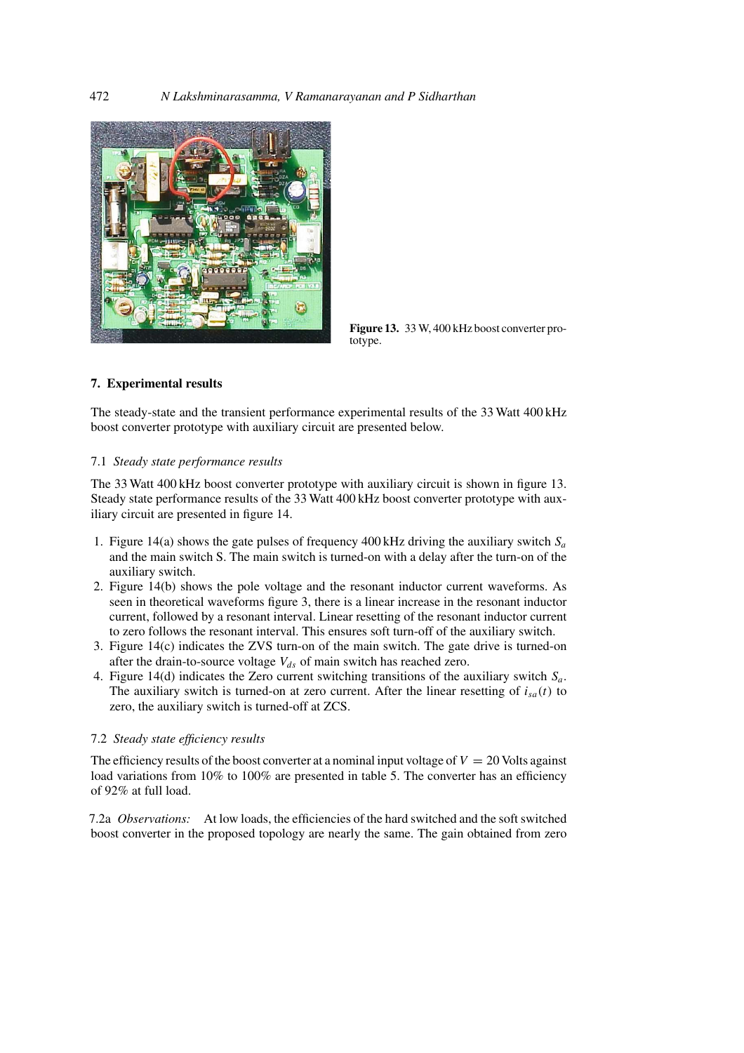**Figure 13.** 33 W, 400 kHz boost converter prototype.

## 7. Experimental results

The steady-state and the transient performance experimental results of the 33 Watt 400 kHz boost converter prototype with auxiliary circuit are presented below.

### 7.1 *Steady state performance results*

The 33 Watt 400 kHz boost converter prototype with auxiliary circuit is shown in figure 13. Steady state performance results of the 33 Watt 400 kHz boost converter prototype with auxiliary circuit are presented in figure 14.

1. Figure 14(a) shows the gate pulses of frequency 400 kHz driving the auxiliary switch $S_a$ and the main switch S. The main switch is turned-on with a delay after the turn-on of the auxiliary switch.
2. Figure 14(b) shows the pole voltage and the resonant inductor current waveforms. As seen in theoretical waveforms figure 3, there is a linear increase in the resonant inductor current, followed by a resonant interval. Linear resetting of the resonant inductor current to zero follows the resonant interval. This ensures soft turn-off of the auxiliary switch.
3. Figure 14(c) indicates the ZVS turn-on of the main switch. The gate drive is turned-on after the drain-to-source voltage $V_{ds}$ of main switch has reached zero.
4. Figure 14(d) indicates the Zero current switching transitions of the auxiliary switch $S_a$. The auxiliary switch is turned-on at zero current. After the linear resetting of $i_{sa}(t)$ to zero, the auxiliary switch is turned-off at ZCS.

### 7.2 *Steady state efficiency results*

The efficiency results of the boost converter at a nominal input voltage of $V = 20$ Volts against load variations from 10% to 100% are presented in table 5. The converter has an efficiency of 92% at full load.

7.2a *Observations:* At low loads, the efficiencies of the hard switched and the soft switched boost converter in the proposed topology are nearly the same. The gain obtained from zero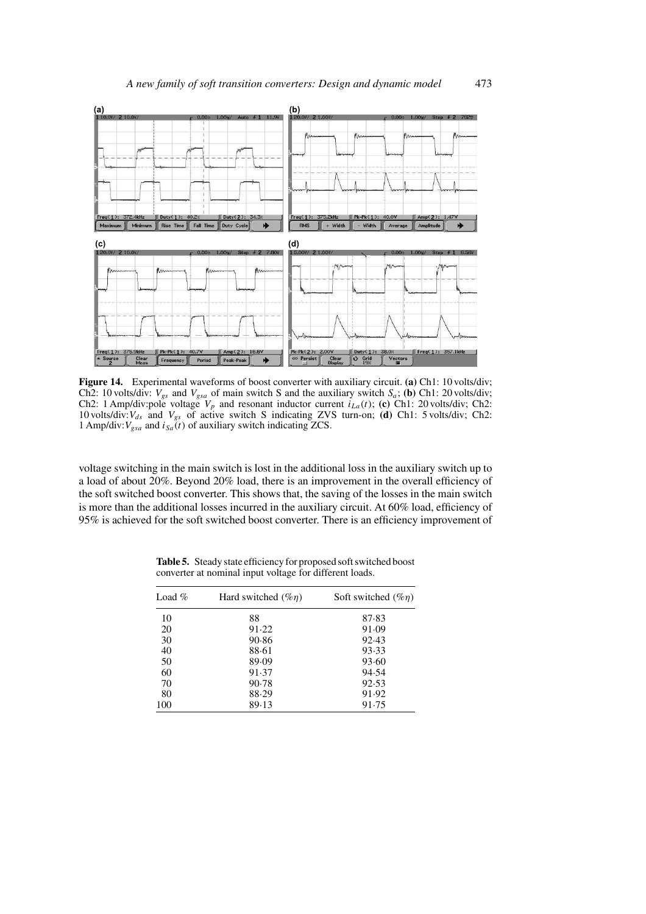**Figure 14.** Experimental waveforms of boost converter with auxiliary circuit. **(a)** Ch1: 10 volts/div; Ch2: 10 volts/div: $V_{gs}$ and $V_{gsa}$ of main switch S and the auxiliary switch $S_a$; **(b)** Ch1: 20 volts/div; Ch2: 1 Amp/div:pole voltage $V_p$ and resonant inductor current $i_{La}(t)$; **(c)** Ch1: 20 volts/div; Ch2: 10 volts/div:$V_{ds}$ and $V_{gs}$ of active switch S indicating ZVS turn-on; **(d)** Ch1: 5 volts/div; Ch2: 1 Amp/div:$V_{gsa}$ and $i_{Sa}(t)$ of auxiliary switch indicating ZCS.

voltage switching in the main switch is lost in the additional loss in the auxiliary switch up to a load of about 20%. Beyond 20% load, there is an improvement in the overall efficiency of the soft switched boost converter. This shows that, the saving of the losses in the main switch is more than the additional losses incurred in the auxiliary circuit. At 60% load, efficiency of 95% is achieved for the soft switched boost converter. There is an efficiency improvement of

**Table 5.** Steady state efficiency for proposed soft switched boost converter at nominal input voltage for different loads.

| Load % | Hard switched (%$\eta$) | Soft switched (%$\eta$) |
|---|---|---|
| 10 | 88 | 87·83 |
| 20 | 91·22 | 91·09 |
| 30 | 90·86 | 92·43 |
| 40 | 88·61 | 93·33 |
| 50 | 89·09 | 93·60 |
| 60 | 91·37 | 94·54 |
| 70 | 90·78 | 92·53 |
| 80 | 88·29 | 91·92 |
| 100 | 89·13 | 91·75 |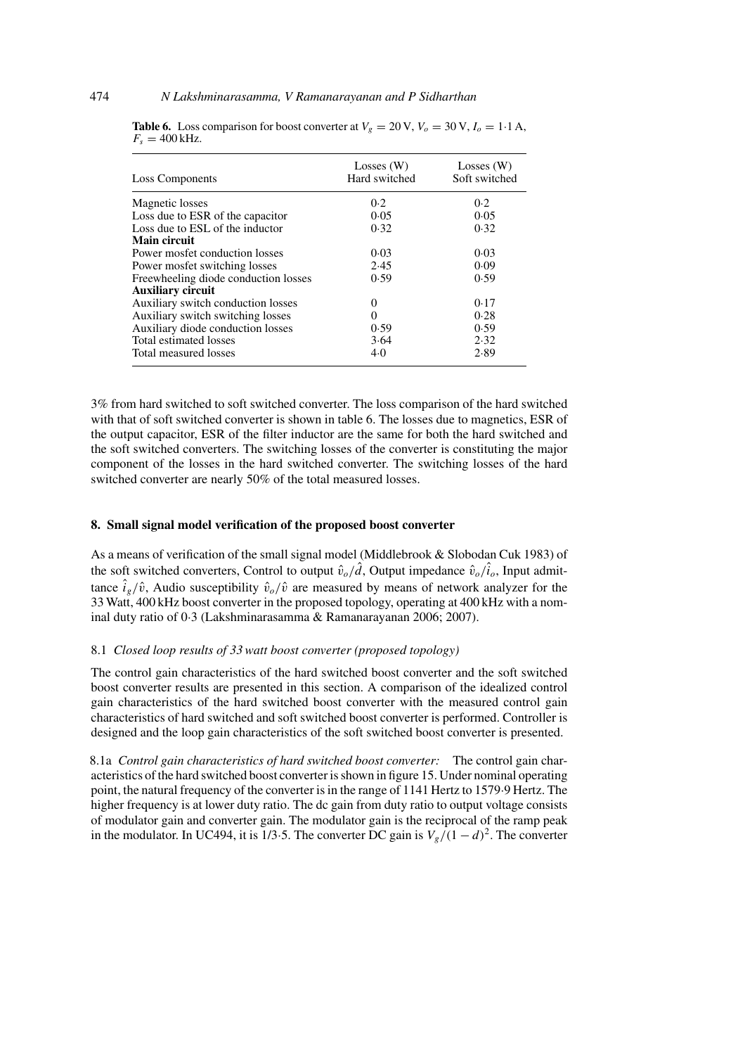**Table 6.** Loss comparison for boost converter at $V_g = 20$ V, $V_o = 30$ V, $I_o = 1{\cdot}1$ A, $F_s = 400$ kHz.

| Loss Components | Losses (W) Hard switched | Losses (W) Soft switched |
|---|---|---|
| Magnetic losses | 0·2 | 0·2 |
| Loss due to ESR of the capacitor | 0·05 | 0·05 |
| Loss due to ESL of the inductor | 0·32 | 0·32 |
| **Main circuit** | | |
| Power mosfet conduction losses | 0·03 | 0·03 |
| Power mosfet switching losses | 2·45 | 0·09 |
| Freewheeling diode conduction losses | 0·59 | 0·59 |
| **Auxiliary circuit** | | |
| Auxiliary switch conduction losses | 0 | 0·17 |
| Auxiliary switch switching losses | 0 | 0·28 |
| Auxiliary diode conduction losses | 0·59 | 0·59 |
| Total estimated losses | 3·64 | 2·32 |
| Total measured losses | 4·0 | 2·89 |

3% from hard switched to soft switched converter. The loss comparison of the hard switched with that of soft switched converter is shown in table 6. The losses due to magnetics, ESR of the output capacitor, ESR of the filter inductor are the same for both the hard switched and the soft switched converters. The switching losses of the converter is constituting the major component of the losses in the hard switched converter. The switching losses of the hard switched converter are nearly 50% of the total measured losses.

## 8. Small signal model verification of the proposed boost converter

As a means of verification of the small signal model (Middlebrook & Slobodan Cuk 1983) of the soft switched converters, Control to output $\hat{v}_o/\hat{d}$, Output impedance $\hat{v}_o/\hat{i}_o$, Input admittance $\hat{i}_g/\hat{v}$, Audio susceptibility $\hat{v}_o/\hat{v}$ are measured by means of network analyzer for the 33 Watt, 400 kHz boost converter in the proposed topology, operating at 400 kHz with a nominal duty ratio of 0·3 (Lakshminarasamma & Ramanarayanan 2006; 2007).

### 8.1 *Closed loop results of 33 watt boost converter (proposed topology)*

The control gain characteristics of the hard switched boost converter and the soft switched boost converter results are presented in this section. A comparison of the idealized control gain characteristics of the hard switched boost converter with the measured control gain characteristics of hard switched and soft switched boost converter is performed. Controller is designed and the loop gain characteristics of the soft switched boost converter is presented.

8.1a *Control gain characteristics of hard switched boost converter:* The control gain characteristics of the hard switched boost converter is shown in figure 15. Under nominal operating point, the natural frequency of the converter is in the range of 1141 Hertz to 1579·9 Hertz. The higher frequency is at lower duty ratio. The dc gain from duty ratio to output voltage consists of modulator gain and converter gain. The modulator gain is the reciprocal of the ramp peak in the modulator. In UC494, it is 1/3·5. The converter DC gain is $V_g/(1-d)^2$. The converter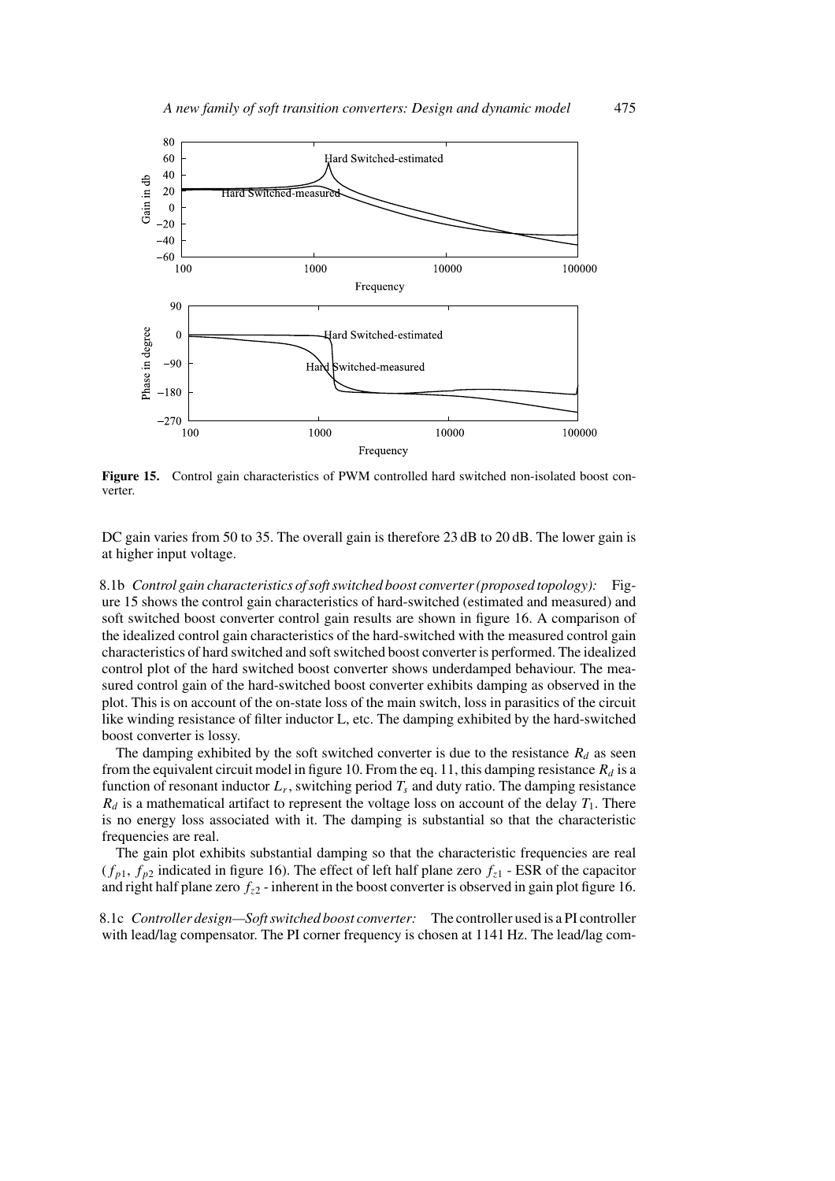**Figure 15.** Control gain characteristics of PWM controlled hard switched non-isolated boost converter.

DC gain varies from 50 to 35. The overall gain is therefore 23 dB to 20 dB. The lower gain is at higher input voltage.

8.1b *Control gain characteristics of soft switched boost converter (proposed topology):* Figure 15 shows the control gain characteristics of hard-switched (estimated and measured) and soft switched boost converter control gain results are shown in figure 16. A comparison of the idealized control gain characteristics of the hard-switched with the measured control gain characteristics of hard switched and soft switched boost converter is performed. The idealized control plot of the hard switched boost converter shows underdamped behaviour. The measured control gain of the hard-switched boost converter exhibits damping as observed in the plot. This is on account of the on-state loss of the main switch, loss in parasitics of the circuit like winding resistance of filter inductor L, etc. The damping exhibited by the hard-switched boost converter is lossy.

The damping exhibited by the soft switched converter is due to the resistance $R_d$ as seen from the equivalent circuit model in figure 10. From the eq. 11, this damping resistance $R_d$ is a function of resonant inductor $L_r$, switching period $T_s$ and duty ratio. The damping resistance $R_d$ is a mathematical artifact to represent the voltage loss on account of the delay $T_1$. There is no energy loss associated with it. The damping is substantial so that the characteristic frequencies are real.

The gain plot exhibits substantial damping so that the characteristic frequencies are real ($f_{p1}$, $f_{p2}$ indicated in figure 16). The effect of left half plane zero $f_{z1}$ - ESR of the capacitor and right half plane zero $f_{z2}$ - inherent in the boost converter is observed in gain plot figure 16.

8.1c *Controller design—Soft switched boost converter:* The controller used is a PI controller with lead/lag compensator. The PI corner frequency is chosen at 1141 Hz. The lead/lag com-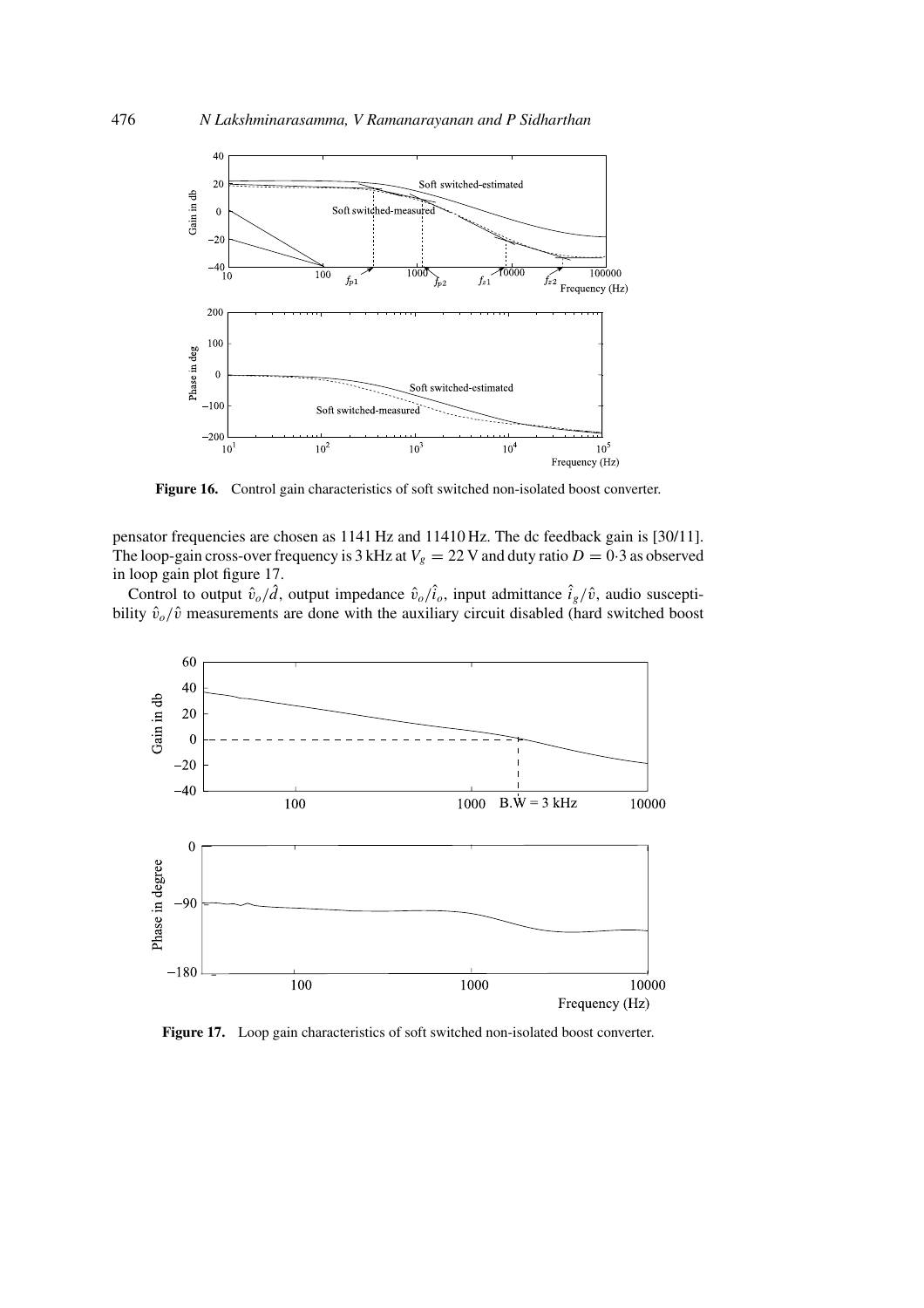**Figure 16.** Control gain characteristics of soft switched non-isolated boost converter.

pensator frequencies are chosen as 1141 Hz and 11410 Hz. The dc feedback gain is [30/11]. The loop-gain cross-over frequency is 3 kHz at $V_g = 22$ V and duty ratio $D = 0{\cdot}3$ as observed in loop gain plot figure 17.

Control to output $\hat{v}_o/\hat{d}$, output impedance $\hat{v}_o/\hat{i}_o$, input admittance $\hat{i}_g/\hat{v}$, audio susceptibility $\hat{v}_o/\hat{v}$ measurements are done with the auxiliary circuit disabled (hard switched boost

**Figure 17.** Loop gain characteristics of soft switched non-isolated boost converter.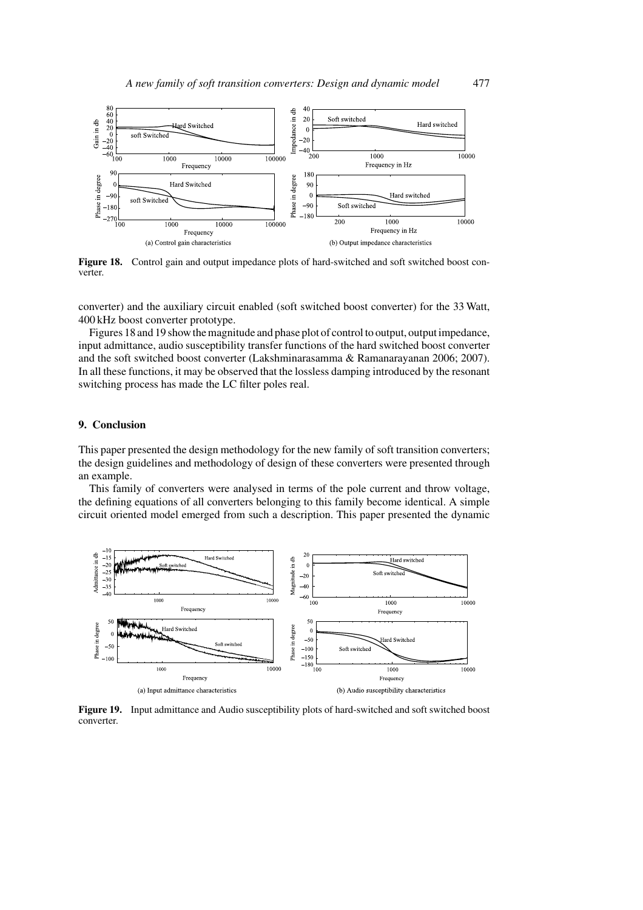**Figure 18.** Control gain and output impedance plots of hard-switched and soft switched boost converter.

converter) and the auxiliary circuit enabled (soft switched boost converter) for the 33 Watt, 400 kHz boost converter prototype.

Figures 18 and 19 show the magnitude and phase plot of control to output, output impedance, input admittance, audio susceptibility transfer functions of the hard switched boost converter and the soft switched boost converter (Lakshminarasamma & Ramanarayanan 2006; 2007). In all these functions, it may be observed that the lossless damping introduced by the resonant switching process has made the LC filter poles real.

## 9. Conclusion

This paper presented the design methodology for the new family of soft transition converters; the design guidelines and methodology of design of these converters were presented through an example.

This family of converters were analysed in terms of the pole current and throw voltage, the defining equations of all converters belonging to this family become identical. A simple circuit oriented model emerged from such a description. This paper presented the dynamic

**Figure 19.** Input admittance and Audio susceptibility plots of hard-switched and soft switched boost converter.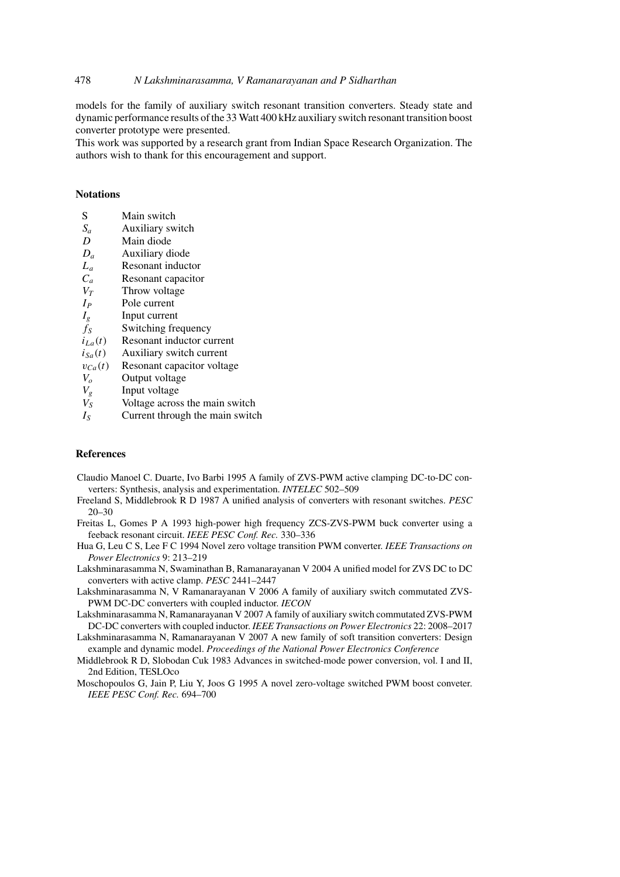models for the family of auxiliary switch resonant transition converters. Steady state and dynamic performance results of the 33 Watt 400 kHz auxiliary switch resonant transition boost converter prototype were presented.

This work was supported by a research grant from Indian Space Research Organization. The authors wish to thank for this encouragement and support.

## Notations

| | |
|---|---|
| S | Main switch |
| $S_a$ | Auxiliary switch |
| $D$ | Main diode |
| $D_a$ | Auxiliary diode |
| $L_a$ | Resonant inductor |
| $C_a$ | Resonant capacitor |
| $V_T$ | Throw voltage |
| $I_P$ | Pole current |
| $I_g$ | Input current |
| $f_S$ | Switching frequency |
| $i_{La}(t)$ | Resonant inductor current |
| $i_{Sa}(t)$ | Auxiliary switch current |
| $v_{Ca}(t)$ | Resonant capacitor voltage |
| $V_o$ | Output voltage |
| $V_g$ | Input voltage |
| $V_S$ | Voltage across the main switch |
| $I_S$ | Current through the main switch |

## References

Claudio Manoel C. Duarte, Ivo Barbi 1995 A family of ZVS-PWM active clamping DC-to-DC converters: Synthesis, analysis and experimentation. *INTELEC* 502–509

Freeland S, Middlebrook R D 1987 A unified analysis of converters with resonant switches. *PESC* 20–30

Freitas L, Gomes P A 1993 high-power high frequency ZCS-ZVS-PWM buck converter using a feeback resonant circuit. *IEEE PESC Conf. Rec.* 330–336

Hua G, Leu C S, Lee F C 1994 Novel zero voltage transition PWM converter. *IEEE Transactions on Power Electronics* 9: 213–219

Lakshminarasamma N, Swaminathan B, Ramanarayanan V 2004 A unified model for ZVS DC to DC converters with active clamp. *PESC* 2441–2447

Lakshminarasamma N, V Ramanarayanan V 2006 A family of auxiliary switch commutated ZVS-PWM DC-DC converters with coupled inductor. *IECON*

Lakshminarasamma N, Ramanarayanan V 2007 A family of auxiliary switch commutated ZVS-PWM DC-DC converters with coupled inductor. *IEEE Transactions on Power Electronics* 22: 2008–2017

Lakshminarasamma N, Ramanarayanan V 2007 A new family of soft transition converters: Design example and dynamic model. *Proceedings of the National Power Electronics Conference*

Middlebrook R D, Slobodan Cuk 1983 Advances in switched-mode power conversion, vol. I and II, 2nd Edition, TESLOco

Moschopoulos G, Jain P, Liu Y, Joos G 1995 A novel zero-voltage switched PWM boost conveter. *IEEE PESC Conf. Rec.* 694–700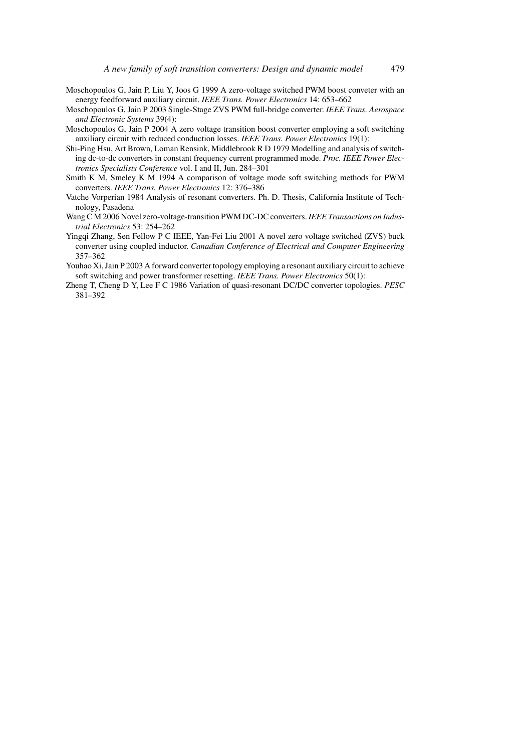Moschopoulos G, Jain P, Liu Y, Joos G 1999 A zero-voltage switched PWM boost conveter with an energy feedforward auxiliary circuit. *IEEE Trans. Power Electronics* 14: 653–662

Moschopoulos G, Jain P 2003 Single-Stage ZVS PWM full-bridge converter. *IEEE Trans. Aerospace and Electronic Systems* 39(4):

Moschopoulos G, Jain P 2004 A zero voltage transition boost converter employing a soft switching auxiliary circuit with reduced conduction losses. *IEEE Trans. Power Electronics* 19(1):

Shi-Ping Hsu, Art Brown, Loman Rensink, Middlebrook R D 1979 Modelling and analysis of switching dc-to-dc converters in constant frequency current programmed mode. *Proc. IEEE Power Electronics Specialists Conference* vol. I and II, Jun. 284–301

Smith K M, Smeley K M 1994 A comparison of voltage mode soft switching methods for PWM converters. *IEEE Trans. Power Electronics* 12: 376–386

Vatche Vorperian 1984 Analysis of resonant converters. Ph. D. Thesis, California Institute of Technology, Pasadena

Wang C M 2006 Novel zero-voltage-transition PWM DC-DC converters. *IEEE Transactions on Industrial Electronics* 53: 254–262

Yingqi Zhang, Sen Fellow P C IEEE, Yan-Fei Liu 2001 A novel zero voltage switched (ZVS) buck converter using coupled inductor. *Canadian Conference of Electrical and Computer Engineering* 357–362

Youhao Xi, Jain P 2003 A forward converter topology employing a resonant auxiliary circuit to achieve soft switching and power transformer resetting. *IEEE Trans. Power Electronics* 50(1):

Zheng T, Cheng D Y, Lee F C 1986 Variation of quasi-resonant DC/DC converter topologies. *PESC* 381–392